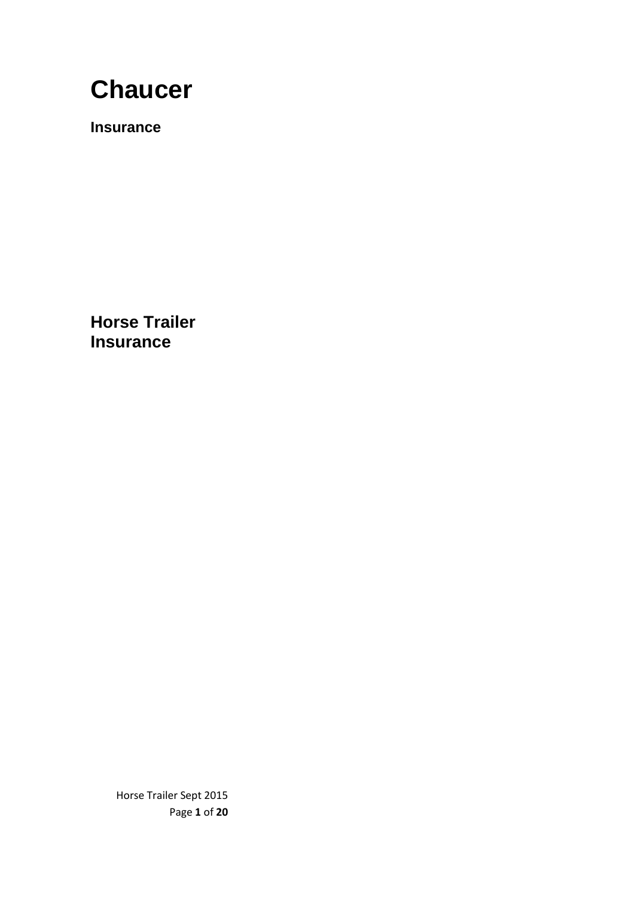# Chaucer

**Insurance**

## Horse Trailer Insurance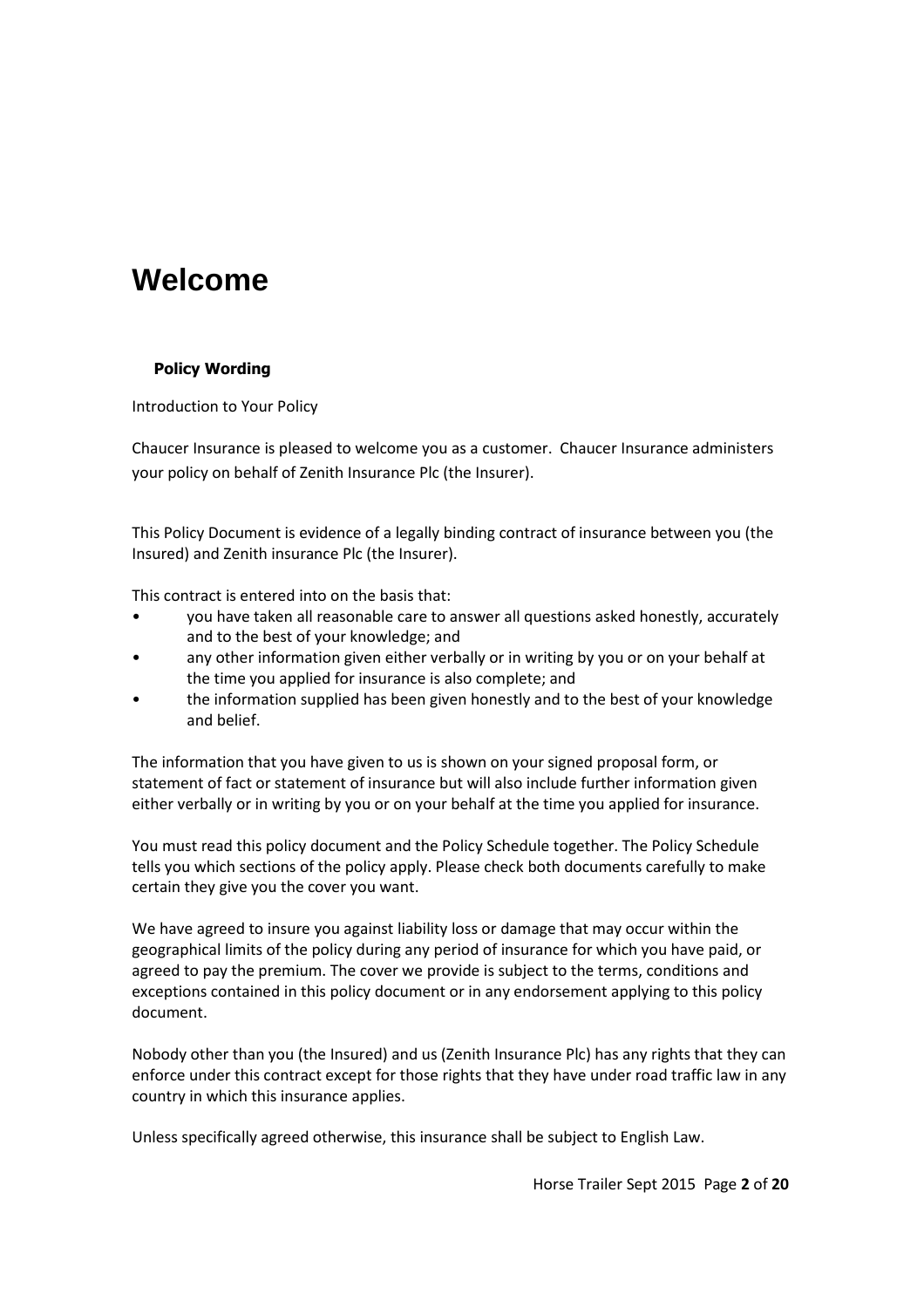# Welcome

### Policy Wording

Introduction to Your Policy

Chaucer Insurance is pleased to welcome you as a customer. Chaucer Insurance administers your policy on behalf of Zenith Insurance Plc (the Insurer).

This Policy Document is evidence of a legally binding contract of insurance between you (the Insured) and Zenith insurance Plc (the Insurer).

This contract is entered into on the basis that:

- you have taken all reasonable care to answer all questions asked honestly, accurately and to the best of your knowledge; and
- any other information given either verbally or in writing by you or on your behalf at the time you applied for insurance is also complete; and
- the information supplied has been given honestly and to the best of your knowledge and belief.

The information that you have given to us is shown on your signed proposal form, or statement of fact or statement of insurance but will also include further information given either verbally or in writing by you or on your behalf at the time you applied for insurance.

You must read this policy document and the Policy Schedule together. The Policy Schedule tells you which sections of the policy apply. Please check both documents carefully to make certain they give you the cover you want.

We have agreed to insure you against liability loss or damage that may occur within the geographical limits of the policy during any period of insurance for which you have paid, or agreed to pay the premium. The cover we provide is subject to the terms, conditions and exceptions contained in this policy document or in any endorsement applying to this policy document.

Nobody other than you (the Insured) and us (Zenith Insurance Plc) has any rights that they can enforce under this contract except for those rights that they have under road traffic law in any country in which this insurance applies.

Unless specifically agreed otherwise, this insurance shall be subject to English Law.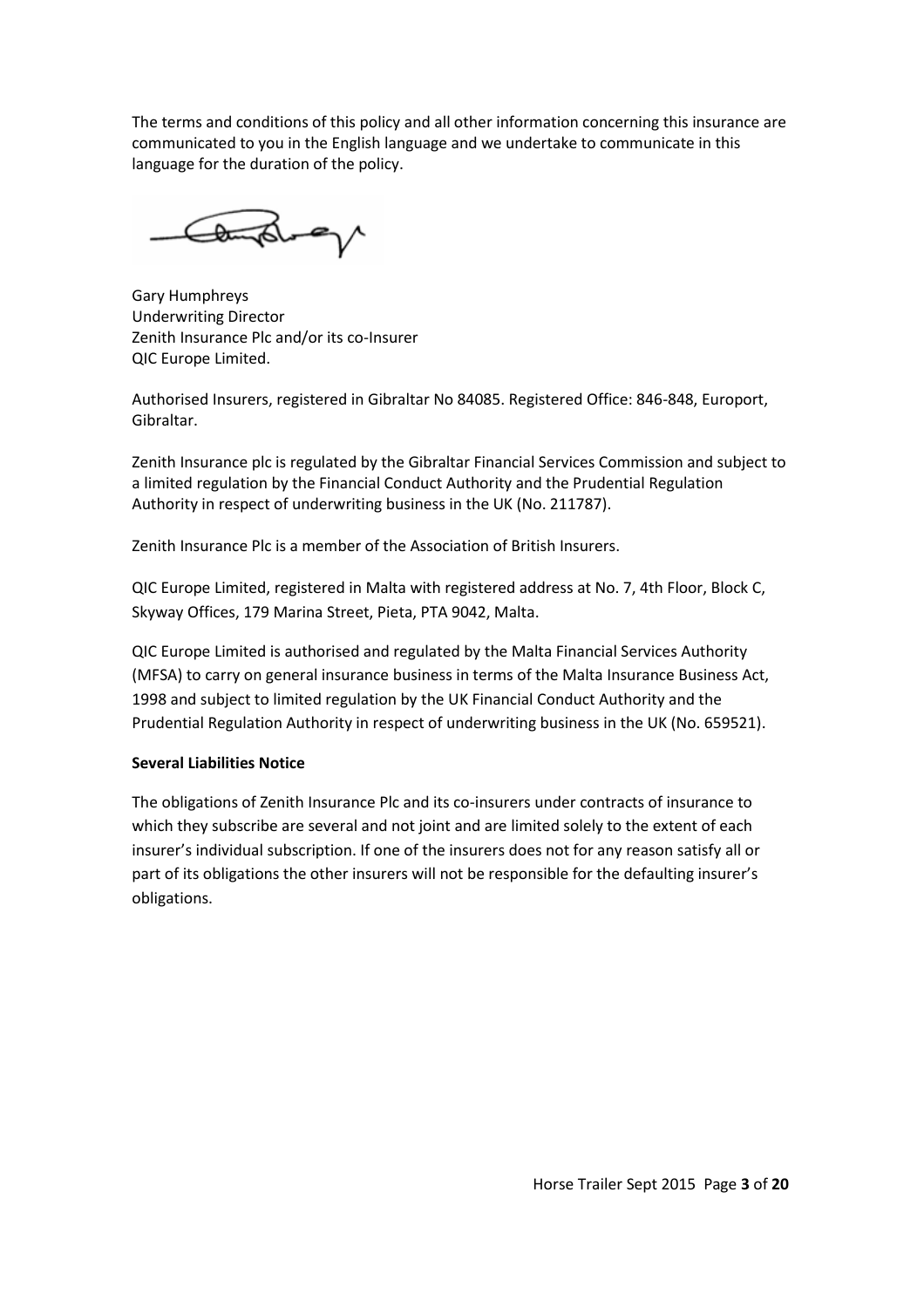The terms and conditions of this policy and all other information concerning this insurance are communicated to you in the English language and we undertake to communicate in this language for the duration of the policy.

Gary Humphreys
Underwriting Director
Zenith Insurance Plc and/or its co-Insurer
QIC Europe Limited.

Authorised Insurers, registered in Gibraltar No 84085. Registered Office: 846-848, Europort, Gibraltar.

Zenith Insurance plc is regulated by the Gibraltar Financial Services Commission and subject to a limited regulation by the Financial Conduct Authority and the Prudential Regulation Authority in respect of underwriting business in the UK (No. 211787).

Zenith Insurance Plc is a member of the Association of British Insurers.

QIC Europe Limited, registered in Malta with registered address at No. 7, 4th Floor, Block C, Skyway Offices, 179 Marina Street, Pieta, PTA 9042, Malta.

QIC Europe Limited is authorised and regulated by the Malta Financial Services Authority (MFSA) to carry on general insurance business in terms of the Malta Insurance Business Act, 1998 and subject to limited regulation by the UK Financial Conduct Authority and the Prudential Regulation Authority in respect of underwriting business in the UK (No. 659521).

**Several Liabilities Notice**

The obligations of Zenith Insurance Plc and its co-insurers under contracts of insurance to which they subscribe are several and not joint and are limited solely to the extent of each insurer's individual subscription. If one of the insurers does not for any reason satisfy all or part of its obligations the other insurers will not be responsible for the defaulting insurer's obligations.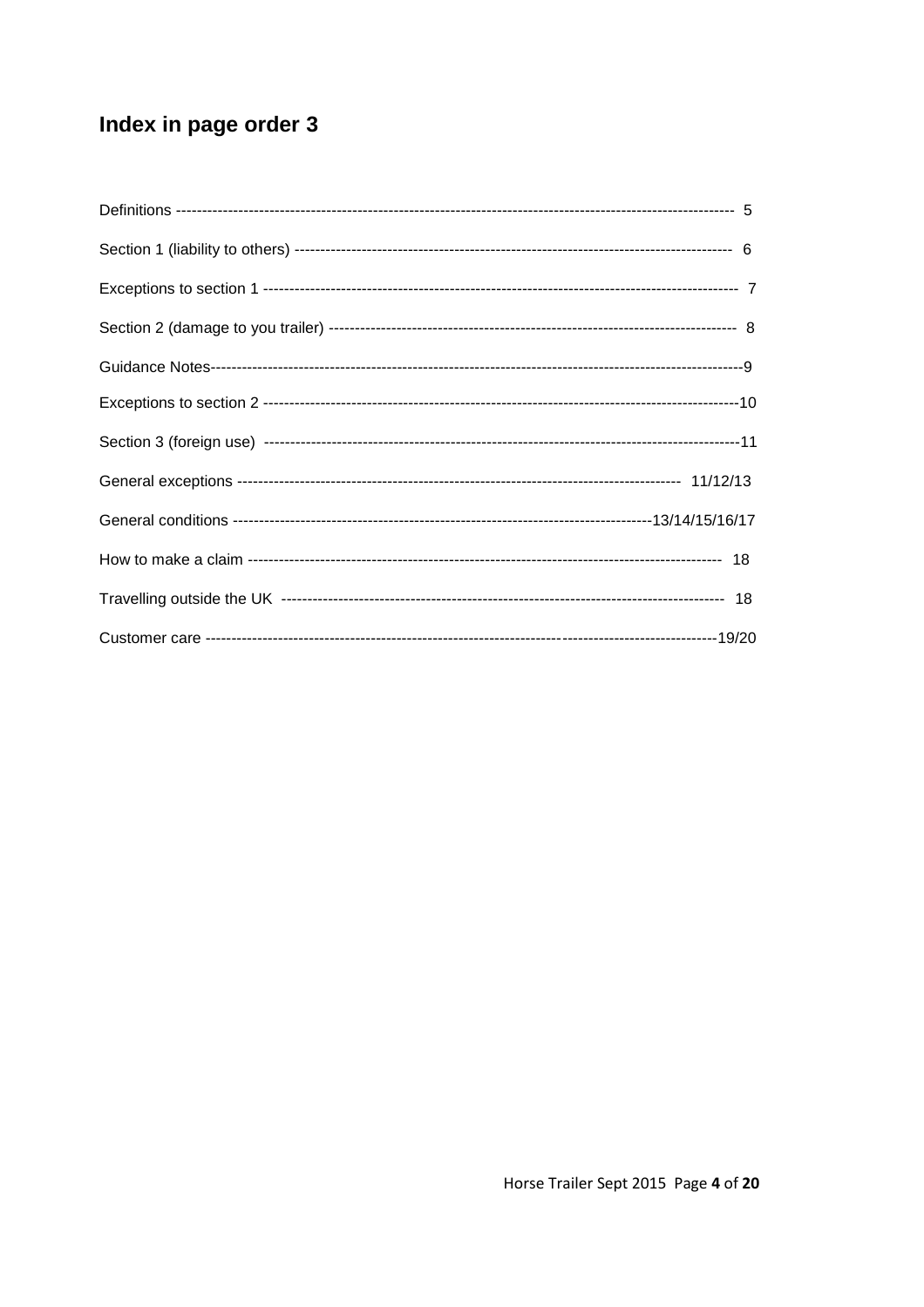# Index in page order 3

| | |
|---|---|
| Definitions | 5 |
| Section 1 (liability to others) | 6 |
| Exceptions to section 1 | 7 |
| Section 2 (damage to you trailer) | 8 |
| Guidance Notes | 9 |
| Exceptions to section 2 | 10 |
| Section 3 (foreign use) | 11 |
| General exceptions | 11/12/13 |
| General conditions | 13/14/15/16/17 |
| How to make a claim | 18 |
| Travelling outside the UK | 18 |
| Customer care | 19/20 |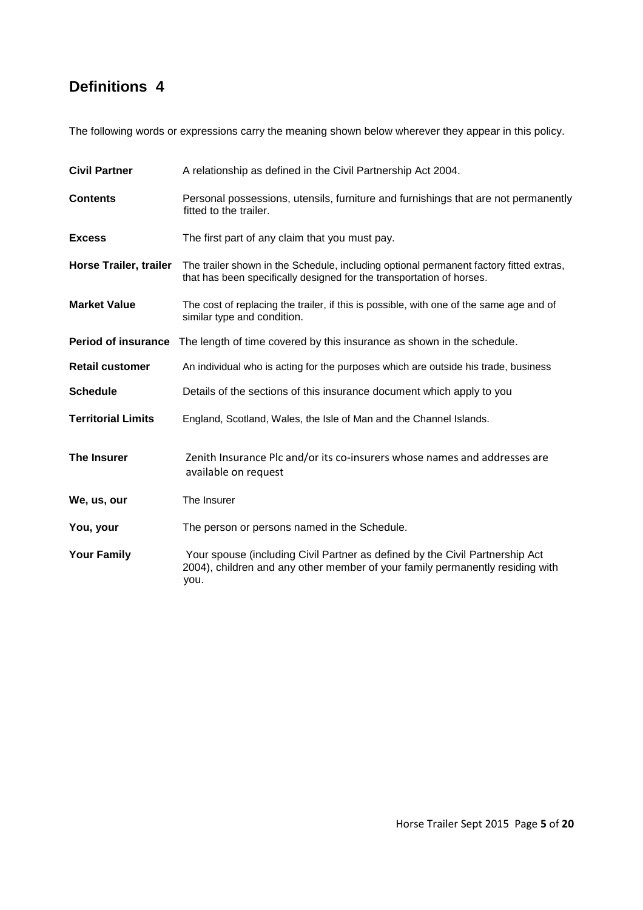## Definitions 4

The following words or expressions carry the meaning shown below wherever they appear in this policy.

**Civil Partner** A relationship as defined in the Civil Partnership Act 2004.

**Contents** Personal possessions, utensils, furniture and furnishings that are not permanently fitted to the trailer.

**Excess** The first part of any claim that you must pay.

**Horse Trailer, trailer** The trailer shown in the Schedule, including optional permanent factory fitted extras, that has been specifically designed for the transportation of horses.

**Market Value** The cost of replacing the trailer, if this is possible, with one of the same age and of similar type and condition.

**Period of insurance** The length of time covered by this insurance as shown in the schedule.

**Retail customer** An individual who is acting for the purposes which are outside his trade, business

**Schedule** Details of the sections of this insurance document which apply to you

**Territorial Limits** England, Scotland, Wales, the Isle of Man and the Channel Islands.

**The Insurer** Zenith Insurance Plc and/or its co-insurers whose names and addresses are available on request

**We, us, our** The Insurer

**You, your** The person or persons named in the Schedule.

**Your Family** Your spouse (including Civil Partner as defined by the Civil Partnership Act 2004), children and any other member of your family permanently residing with you.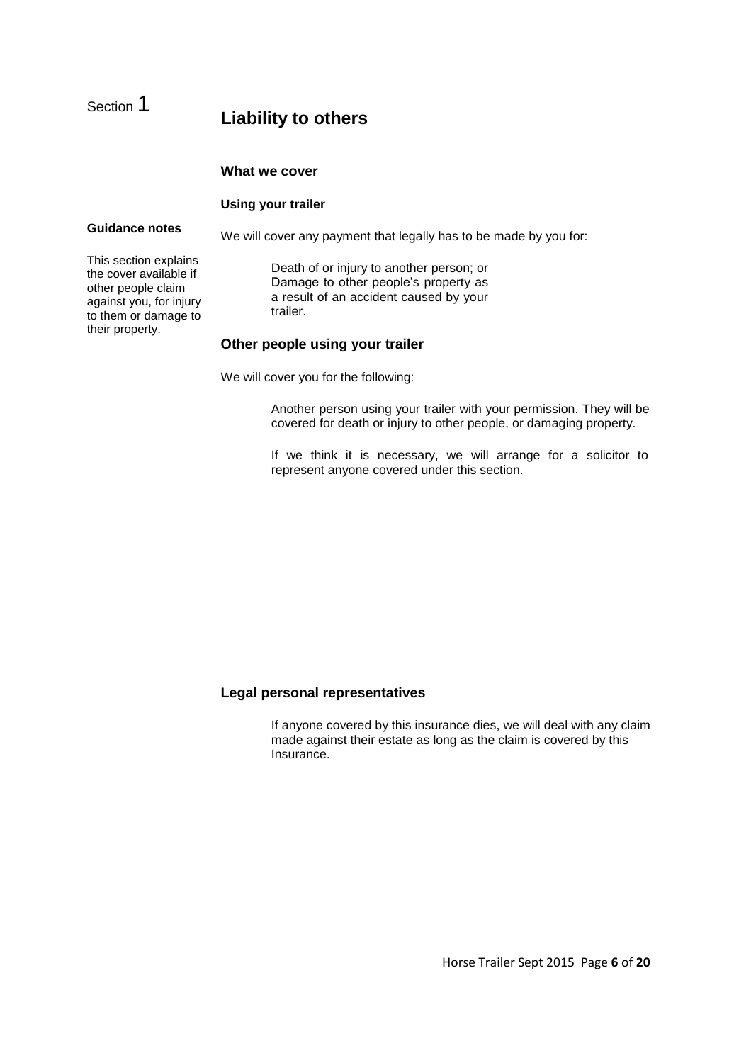# Section 1 Liability to others

## What we cover

### Using your trailer

**Guidance notes**

This section explains the cover available if other people claim against you, for injury to them or damage to their property.

We will cover any payment that legally has to be made by you for:

Death of or injury to another person; or
Damage to other people's property as a result of an accident caused by your trailer.

## Other people using your trailer

We will cover you for the following:

Another person using your trailer with your permission. They will be covered for death or injury to other people, or damaging property.

If we think it is necessary, we will arrange for a solicitor to represent anyone covered under this section.

## Legal personal representatives

If anyone covered by this insurance dies, we will deal with any claim made against their estate as long as the claim is covered by this Insurance.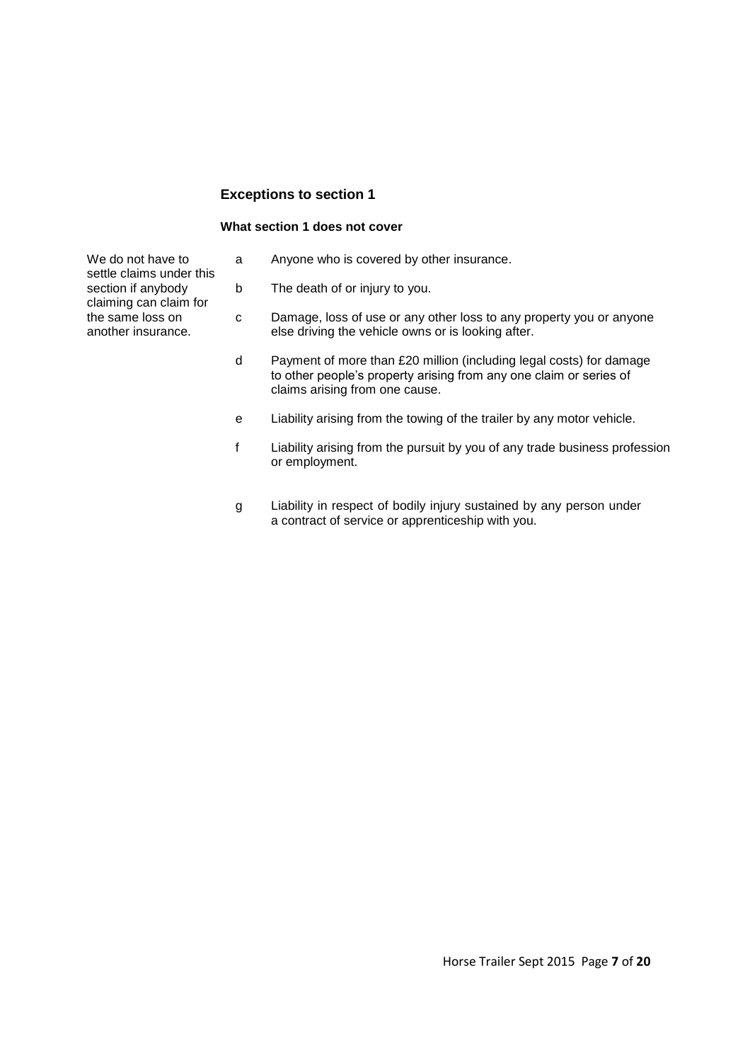## Exceptions to section 1

### What section 1 does not cover

We do not have to settle claims under this section if anybody claiming can claim for the same loss on another insurance.

a Anyone who is covered by other insurance.

b The death of or injury to you.

c Damage, loss of use or any other loss to any property you or anyone else driving the vehicle owns or is looking after.

d Payment of more than £20 million (including legal costs) for damage to other people's property arising from any one claim or series of claims arising from one cause.

e Liability arising from the towing of the trailer by any motor vehicle.

f Liability arising from the pursuit by you of any trade business profession or employment.

g Liability in respect of bodily injury sustained by any person under a contract of service or apprenticeship with you.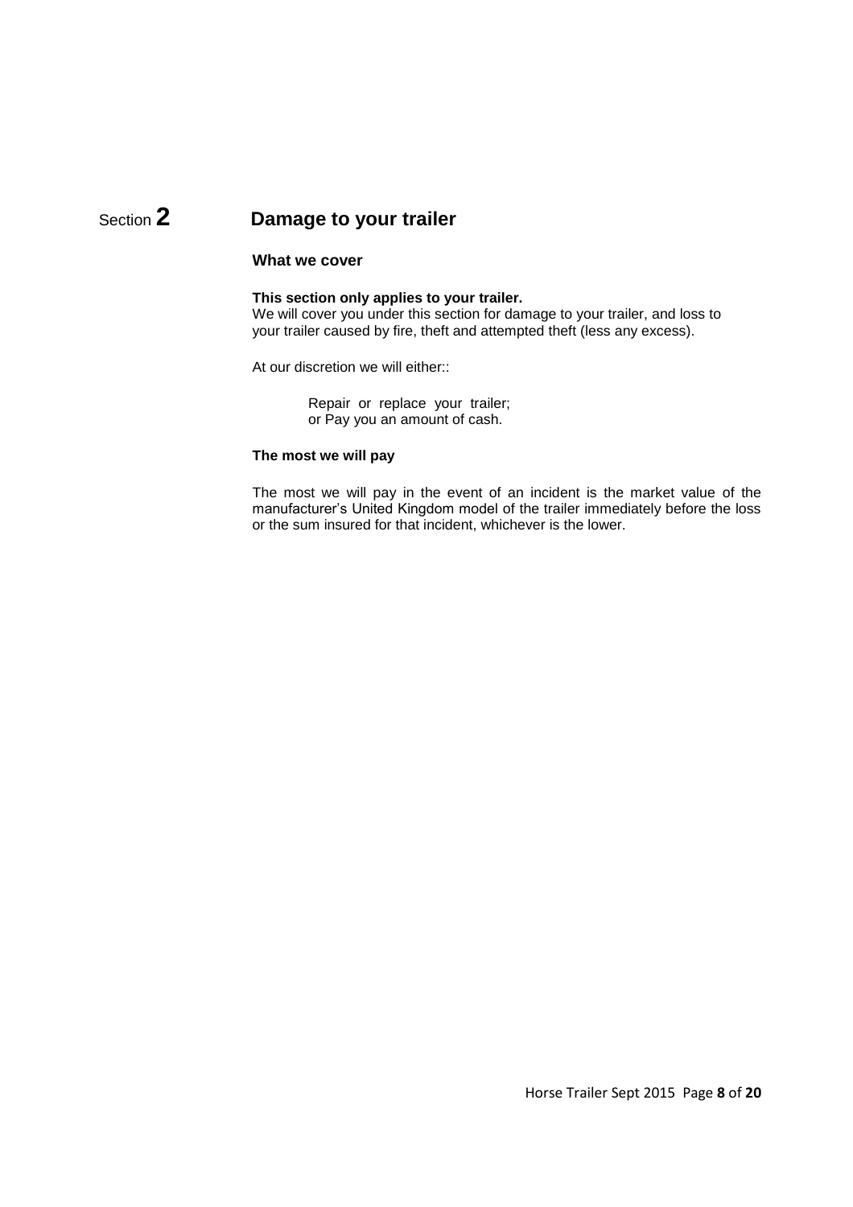# Section 2 Damage to your trailer

## What we cover

**This section only applies to your trailer.**
We will cover you under this section for damage to your trailer, and loss to your trailer caused by fire, theft and attempted theft (less any excess).

At our discretion we will either::

Repair or replace your trailer;
or Pay you an amount of cash.

### The most we will pay

The most we will pay in the event of an incident is the market value of the manufacturer's United Kingdom model of the trailer immediately before the loss or the sum insured for that incident, whichever is the lower.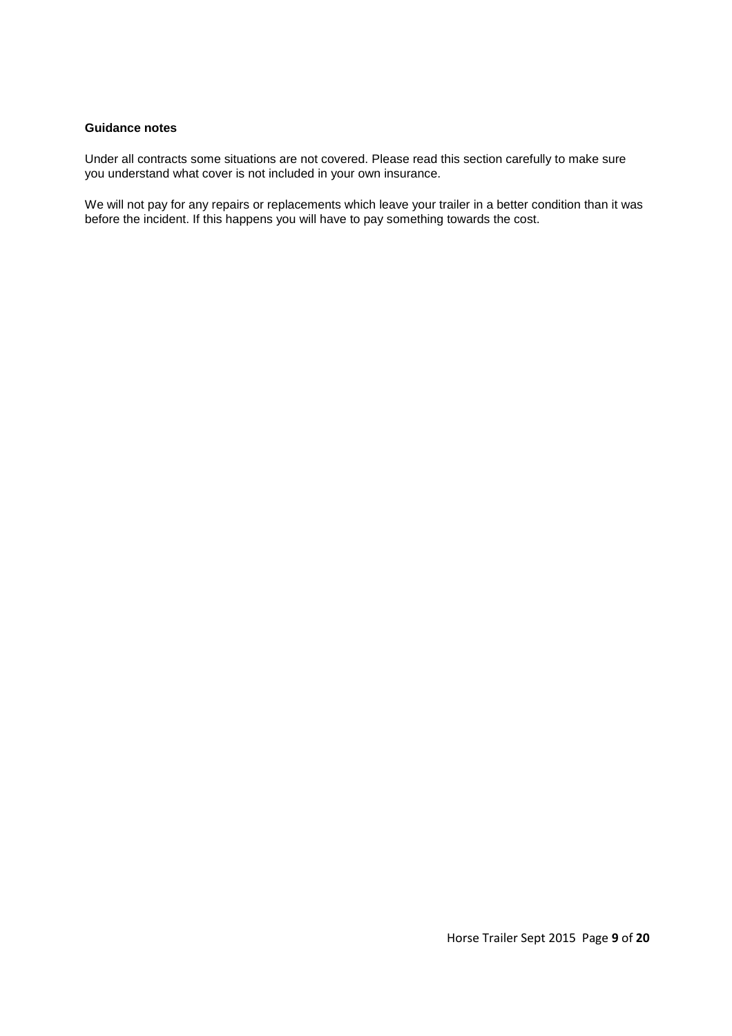**Guidance notes**

Under all contracts some situations are not covered. Please read this section carefully to make sure you understand what cover is not included in your own insurance.

We will not pay for any repairs or replacements which leave your trailer in a better condition than it was before the incident. If this happens you will have to pay something towards the cost.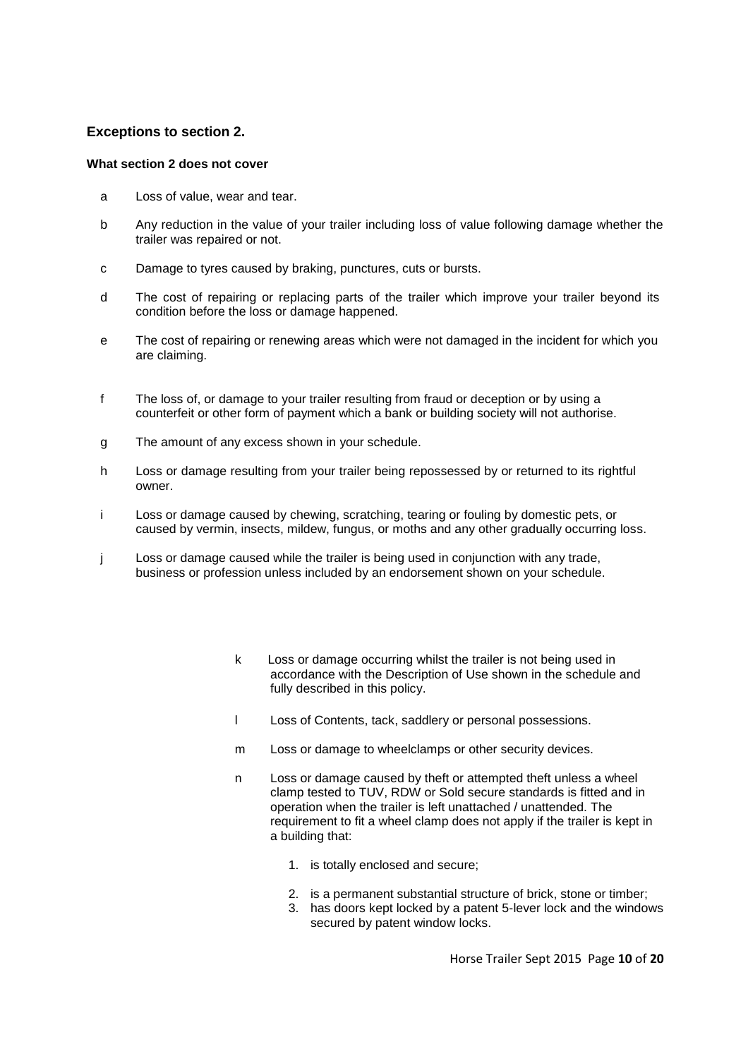## Exceptions to section 2.

**What section 2 does not cover**

a Loss of value, wear and tear.

b Any reduction in the value of your trailer including loss of value following damage whether the trailer was repaired or not.

c Damage to tyres caused by braking, punctures, cuts or bursts.

d The cost of repairing or replacing parts of the trailer which improve your trailer beyond its condition before the loss or damage happened.

e The cost of repairing or renewing areas which were not damaged in the incident for which you are claiming.

f The loss of, or damage to your trailer resulting from fraud or deception or by using a counterfeit or other form of payment which a bank or building society will not authorise.

g The amount of any excess shown in your schedule.

h Loss or damage resulting from your trailer being repossessed by or returned to its rightful owner.

i Loss or damage caused by chewing, scratching, tearing or fouling by domestic pets, or caused by vermin, insects, mildew, fungus, or moths and any other gradually occurring loss.

j Loss or damage caused while the trailer is being used in conjunction with any trade, business or profession unless included by an endorsement shown on your schedule.

k Loss or damage occurring whilst the trailer is not being used in accordance with the Description of Use shown in the schedule and fully described in this policy.

l Loss of Contents, tack, saddlery or personal possessions.

m Loss or damage to wheelclamps or other security devices.

n Loss or damage caused by theft or attempted theft unless a wheel clamp tested to TUV, RDW or Sold secure standards is fitted and in operation when the trailer is left unattached / unattended. The requirement to fit a wheel clamp does not apply if the trailer is kept in a building that:

1. is totally enclosed and secure;
2. is a permanent substantial structure of brick, stone or timber;
3. has doors kept locked by a patent 5-lever lock and the windows secured by patent window locks.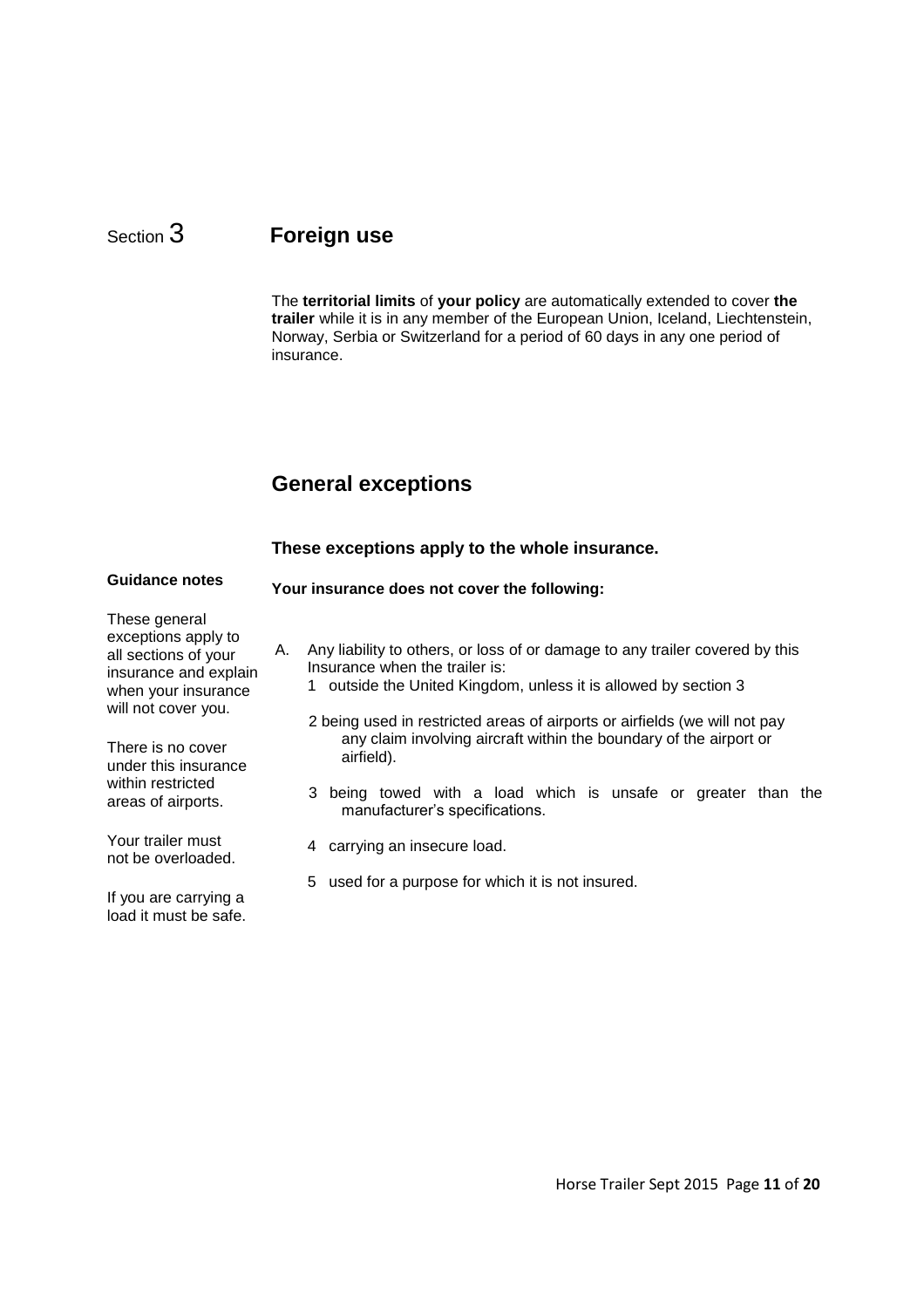# Section 3 Foreign use

The **territorial limits** of **your policy** are automatically extended to cover **the trailer** while it is in any member of the European Union, Iceland, Liechtenstein, Norway, Serbia or Switzerland for a period of 60 days in any one period of insurance.

## General exceptions

### These exceptions apply to the whole insurance.

**Guidance notes**

These general exceptions apply to all sections of your insurance and explain when your insurance will not cover you.

There is no cover under this insurance within restricted areas of airports.

Your trailer must not be overloaded.

If you are carrying a load it must be safe.

**Your insurance does not cover the following:**

A. Any liability to others, or loss of or damage to any trailer covered by this Insurance when the trailer is:

1 outside the United Kingdom, unless it is allowed by section 3

2 being used in restricted areas of airports or airfields (we will not pay any claim involving aircraft within the boundary of the airport or airfield).

3 being towed with a load which is unsafe or greater than the manufacturer's specifications.

4 carrying an insecure load.

5 used for a purpose for which it is not insured.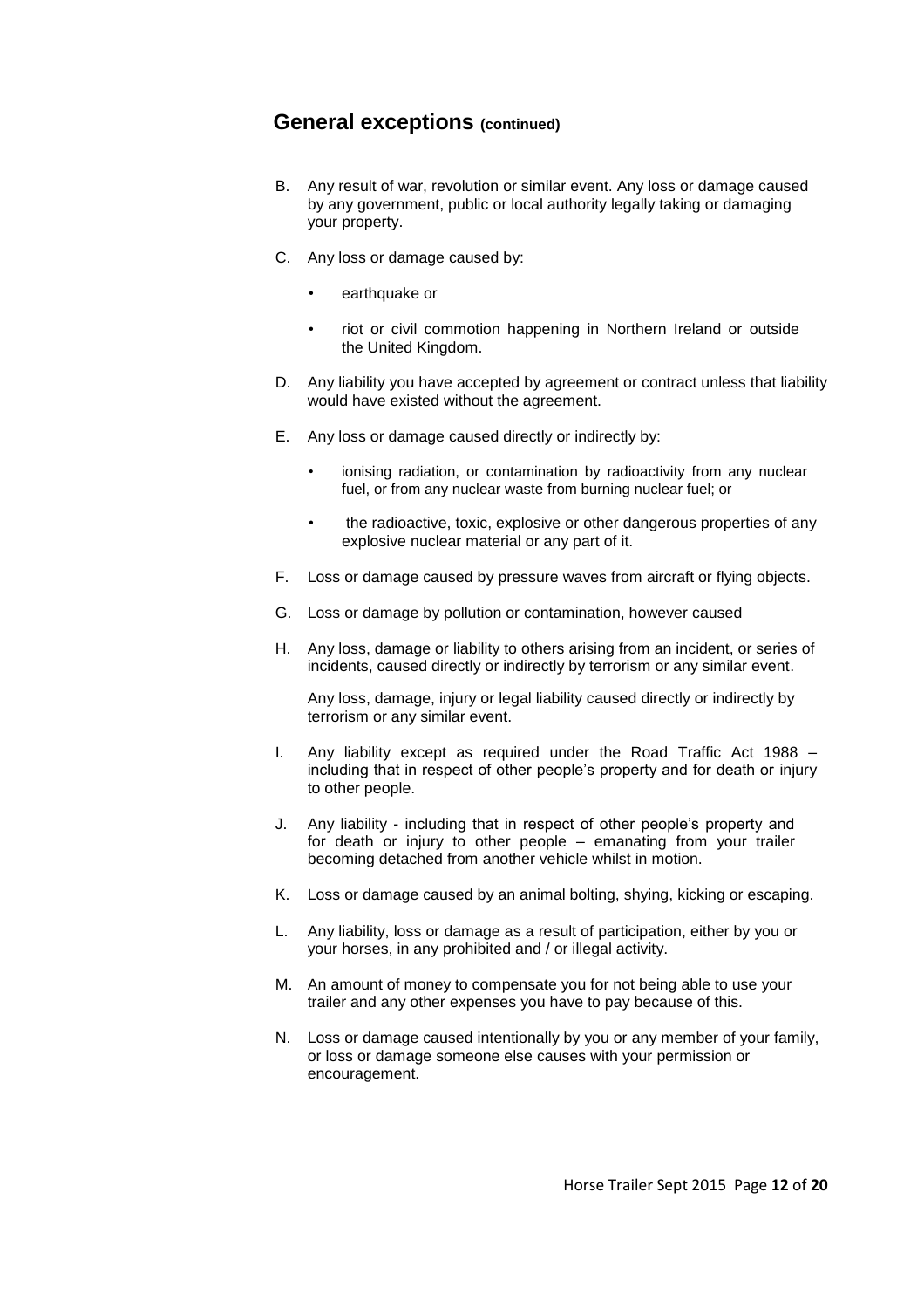## General exceptions (continued)

B. Any result of war, revolution or similar event. Any loss or damage caused by any government, public or local authority legally taking or damaging your property.

C. Any loss or damage caused by:

- earthquake or
- riot or civil commotion happening in Northern Ireland or outside the United Kingdom.

D. Any liability you have accepted by agreement or contract unless that liability would have existed without the agreement.

E. Any loss or damage caused directly or indirectly by:

- ionising radiation, or contamination by radioactivity from any nuclear fuel, or from any nuclear waste from burning nuclear fuel; or
- the radioactive, toxic, explosive or other dangerous properties of any explosive nuclear material or any part of it.

F. Loss or damage caused by pressure waves from aircraft or flying objects.

G. Loss or damage by pollution or contamination, however caused

H. Any loss, damage or liability to others arising from an incident, or series of incidents, caused directly or indirectly by terrorism or any similar event.

Any loss, damage, injury or legal liability caused directly or indirectly by terrorism or any similar event.

I. Any liability except as required under the Road Traffic Act 1988 – including that in respect of other people's property and for death or injury to other people.

J. Any liability - including that in respect of other people's property and for death or injury to other people – emanating from your trailer becoming detached from another vehicle whilst in motion.

K. Loss or damage caused by an animal bolting, shying, kicking or escaping.

L. Any liability, loss or damage as a result of participation, either by you or your horses, in any prohibited and / or illegal activity.

M. An amount of money to compensate you for not being able to use your trailer and any other expenses you have to pay because of this.

N. Loss or damage caused intentionally by you or any member of your family, or loss or damage someone else causes with your permission or encouragement.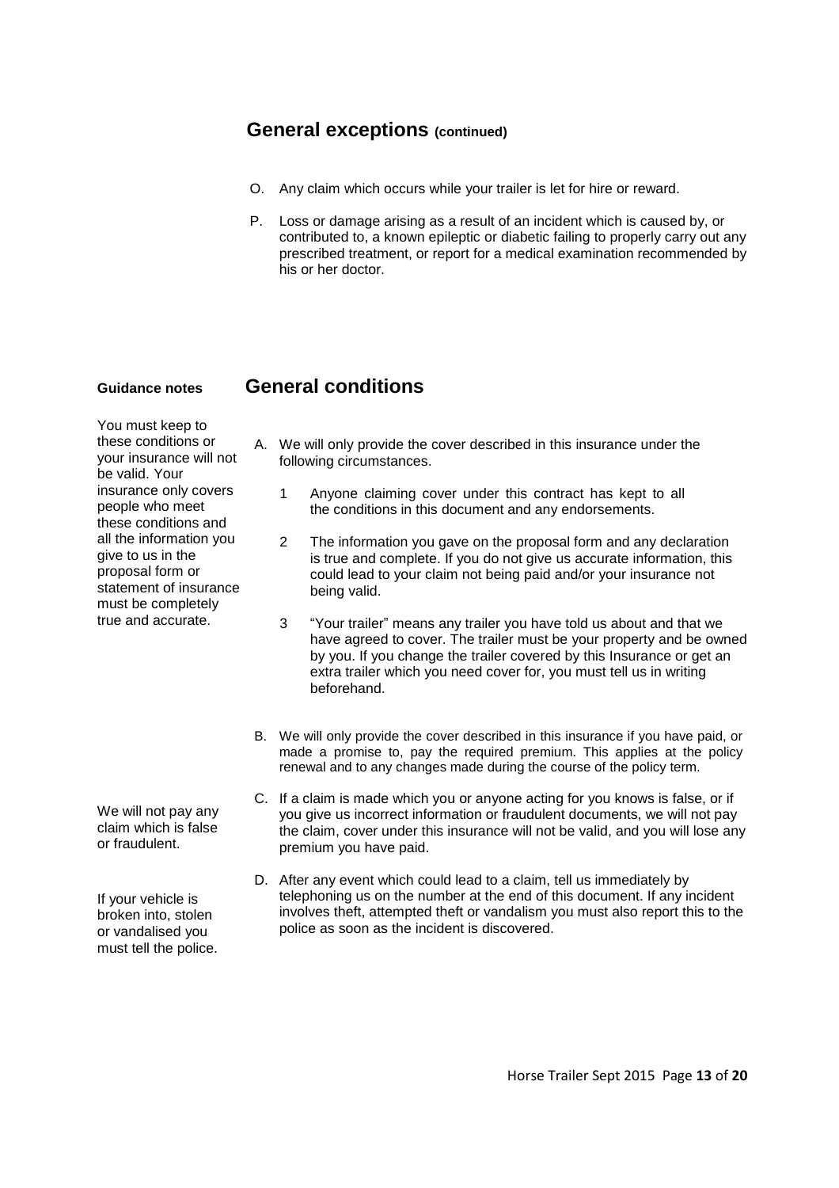## General exceptions (continued)

O. Any claim which occurs while your trailer is let for hire or reward.

P. Loss or damage arising as a result of an incident which is caused by, or contributed to, a known epileptic or diabetic failing to properly carry out any prescribed treatment, or report for a medical examination recommended by his or her doctor.

## General conditions

**Guidance notes**

You must keep to these conditions or your insurance will not be valid. Your insurance only covers people who meet these conditions and all the information you give to us in the proposal form or statement of insurance must be completely true and accurate.

A. We will only provide the cover described in this insurance under the following circumstances.

1. Anyone claiming cover under this contract has kept to all the conditions in this document and any endorsements.

2. The information you gave on the proposal form and any declaration is true and complete. If you do not give us accurate information, this could lead to your claim not being paid and/or your insurance not being valid.

3. "Your trailer" means any trailer you have told us about and that we have agreed to cover. The trailer must be your property and be owned by you. If you change the trailer covered by this Insurance or get an extra trailer which you need cover for, you must tell us in writing beforehand.

B. We will only provide the cover described in this insurance if you have paid, or made a promise to, pay the required premium. This applies at the policy renewal and to any changes made during the course of the policy term.

We will not pay any claim which is false or fraudulent.

C. If a claim is made which you or anyone acting for you knows is false, or if you give us incorrect information or fraudulent documents, we will not pay the claim, cover under this insurance will not be valid, and you will lose any premium you have paid.

If your vehicle is broken into, stolen or vandalised you must tell the police.

D. After any event which could lead to a claim, tell us immediately by telephoning us on the number at the end of this document. If any incident involves theft, attempted theft or vandalism you must also report this to the police as soon as the incident is discovered.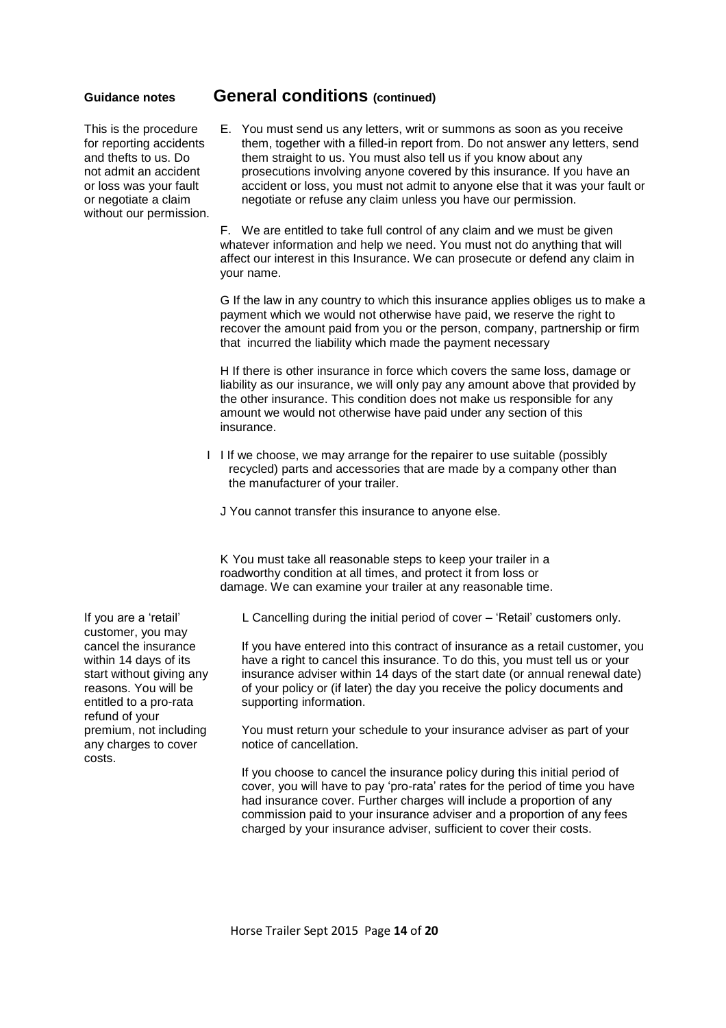## General conditions (continued)

**Guidance notes**

This is the procedure for reporting accidents and thefts to us. Do not admit an accident or loss was your fault or negotiate a claim without our permission.

E. You must send us any letters, writ or summons as soon as you receive them, together with a filled-in report from. Do not answer any letters, send them straight to us. You must also tell us if you know about any prosecutions involving anyone covered by this insurance. If you have an accident or loss, you must not admit to anyone else that it was your fault or negotiate or refuse any claim unless you have our permission.

F. We are entitled to take full control of any claim and we must be given whatever information and help we need. You must not do anything that will affect our interest in this Insurance. We can prosecute or defend any claim in your name.

G If the law in any country to which this insurance applies obliges us to make a payment which we would not otherwise have paid, we reserve the right to recover the amount paid from you or the person, company, partnership or firm that incurred the liability which made the payment necessary

H If there is other insurance in force which covers the same loss, damage or liability as our insurance, we will only pay any amount above that provided by the other insurance. This condition does not make us responsible for any amount we would not otherwise have paid under any section of this insurance.

I If we choose, we may arrange for the repairer to use suitable (possibly recycled) parts and accessories that are made by a company other than the manufacturer of your trailer.

J You cannot transfer this insurance to anyone else.

K You must take all reasonable steps to keep your trailer in a roadworthy condition at all times, and protect it from loss or damage. We can examine your trailer at any reasonable time.

If you are a 'retail' customer, you may cancel the insurance within 14 days of its start without giving any reasons. You will be entitled to a pro-rata refund of your premium, not including any charges to cover costs.

L Cancelling during the initial period of cover – 'Retail' customers only.

If you have entered into this contract of insurance as a retail customer, you have a right to cancel this insurance. To do this, you must tell us or your insurance adviser within 14 days of the start date (or annual renewal date) of your policy or (if later) the day you receive the policy documents and supporting information.

You must return your schedule to your insurance adviser as part of your notice of cancellation.

If you choose to cancel the insurance policy during this initial period of cover, you will have to pay 'pro-rata' rates for the period of time you have had insurance cover. Further charges will include a proportion of any commission paid to your insurance adviser and a proportion of any fees charged by your insurance adviser, sufficient to cover their costs.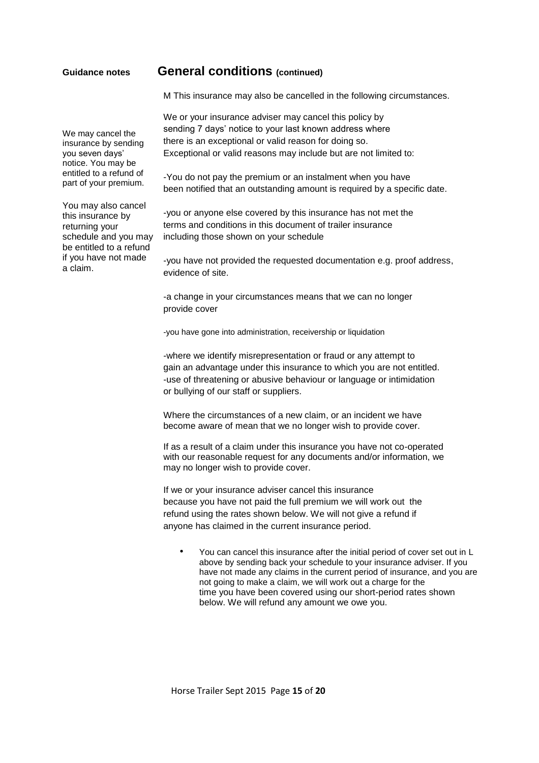**Guidance notes**

## General conditions (continued)

We may cancel the insurance by sending you seven days' notice. You may be entitled to a refund of part of your premium.

You may also cancel this insurance by returning your schedule and you may be entitled to a refund if you have not made a claim.

M This insurance may also be cancelled in the following circumstances.

We or your insurance adviser may cancel this policy by sending 7 days' notice to your last known address where there is an exceptional or valid reason for doing so. Exceptional or valid reasons may include but are not limited to:

-You do not pay the premium or an instalment when you have been notified that an outstanding amount is required by a specific date.

-you or anyone else covered by this insurance has not met the terms and conditions in this document of trailer insurance including those shown on your schedule

-you have not provided the requested documentation e.g. proof address, evidence of site.

-a change in your circumstances means that we can no longer provide cover

-you have gone into administration, receivership or liquidation

-where we identify misrepresentation or fraud or any attempt to gain an advantage under this insurance to which you are not entitled.
-use of threatening or abusive behaviour or language or intimidation or bullying of our staff or suppliers.

Where the circumstances of a new claim, or an incident we have become aware of mean that we no longer wish to provide cover.

If as a result of a claim under this insurance you have not co-operated with our reasonable request for any documents and/or information, we may no longer wish to provide cover.

If we or your insurance adviser cancel this insurance because you have not paid the full premium we will work out the refund using the rates shown below. We will not give a refund if anyone has claimed in the current insurance period.

- You can cancel this insurance after the initial period of cover set out in L above by sending back your schedule to your insurance adviser. If you have not made any claims in the current period of insurance, and you are not going to make a claim, we will work out a charge for the time you have been covered using our short-period rates shown below. We will refund any amount we owe you.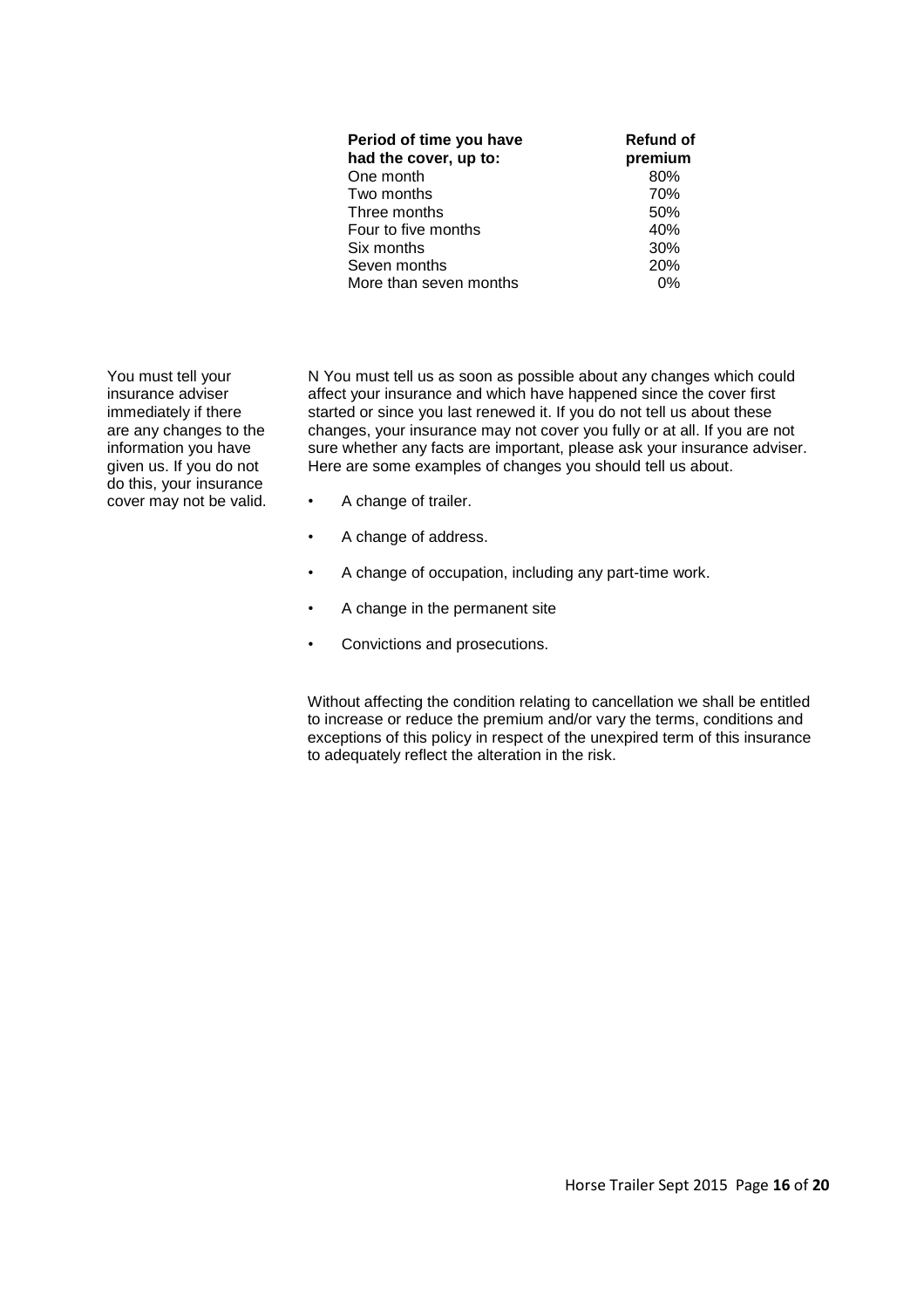| Period of time you have had the cover, up to: | Refund of premium |
| --- | --- |
| One month | 80% |
| Two months | 70% |
| Three months | 50% |
| Four to five months | 40% |
| Six months | 30% |
| Seven months | 20% |
| More than seven months | 0% |

You must tell your insurance adviser immediately if there are any changes to the information you have given us. If you do not do this, your insurance cover may not be valid.

N You must tell us as soon as possible about any changes which could affect your insurance and which have happened since the cover first started or since you last renewed it. If you do not tell us about these changes, your insurance may not cover you fully or at all. If you are not sure whether any facts are important, please ask your insurance adviser. Here are some examples of changes you should tell us about.

- A change of trailer.
- A change of address.
- A change of occupation, including any part-time work.
- A change in the permanent site
- Convictions and prosecutions.

Without affecting the condition relating to cancellation we shall be entitled to increase or reduce the premium and/or vary the terms, conditions and exceptions of this policy in respect of the unexpired term of this insurance to adequately reflect the alteration in the risk.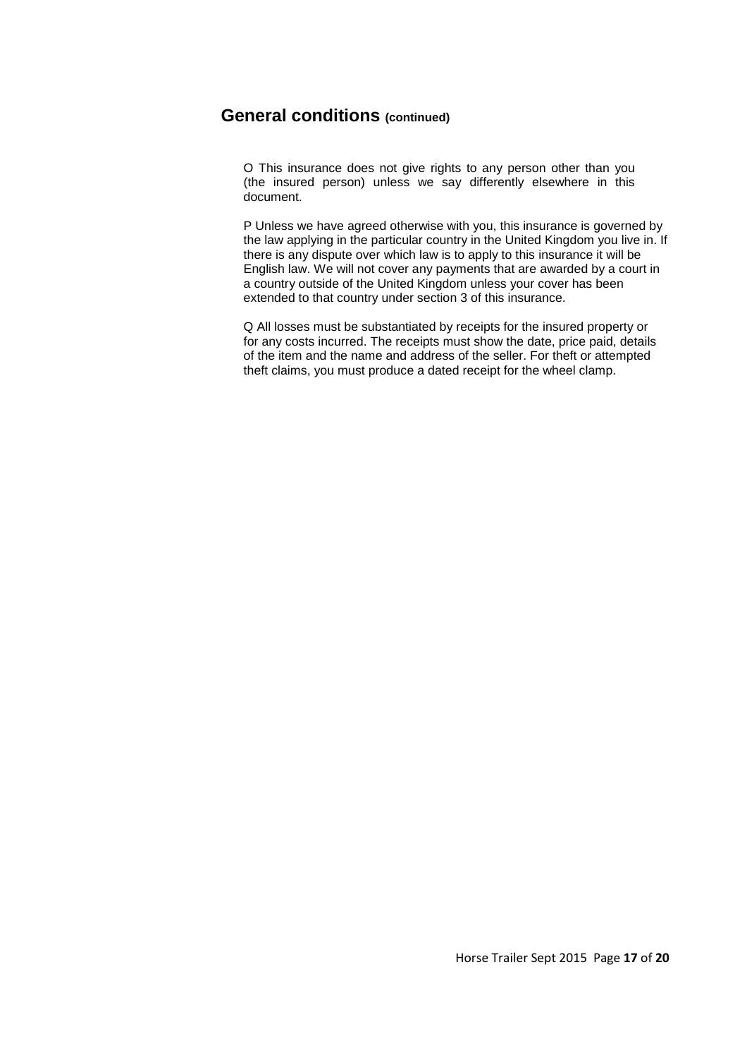## General conditions (continued)

O This insurance does not give rights to any person other than you (the insured person) unless we say differently elsewhere in this document.

P Unless we have agreed otherwise with you, this insurance is governed by the law applying in the particular country in the United Kingdom you live in. If there is any dispute over which law is to apply to this insurance it will be English law. We will not cover any payments that are awarded by a court in a country outside of the United Kingdom unless your cover has been extended to that country under section 3 of this insurance.

Q All losses must be substantiated by receipts for the insured property or for any costs incurred. The receipts must show the date, price paid, details of the item and the name and address of the seller. For theft or attempted theft claims, you must produce a dated receipt for the wheel clamp.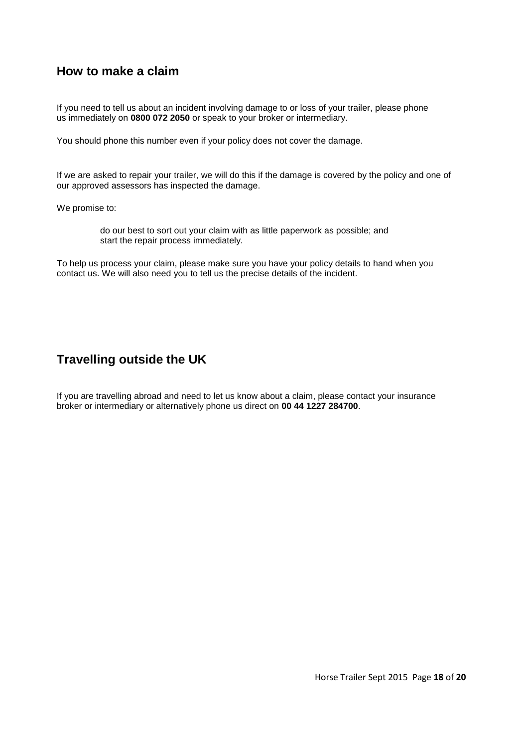## How to make a claim

If you need to tell us about an incident involving damage to or loss of your trailer, please phone us immediately on **0800 072 2050** or speak to your broker or intermediary.

You should phone this number even if your policy does not cover the damage.

If we are asked to repair your trailer, we will do this if the damage is covered by the policy and one of our approved assessors has inspected the damage.

We promise to:

- do our best to sort out your claim with as little paperwork as possible; and
- start the repair process immediately.

To help us process your claim, please make sure you have your policy details to hand when you contact us. We will also need you to tell us the precise details of the incident.

## Travelling outside the UK

If you are travelling abroad and need to let us know about a claim, please contact your insurance broker or intermediary or alternatively phone us direct on **00 44 1227 284700**.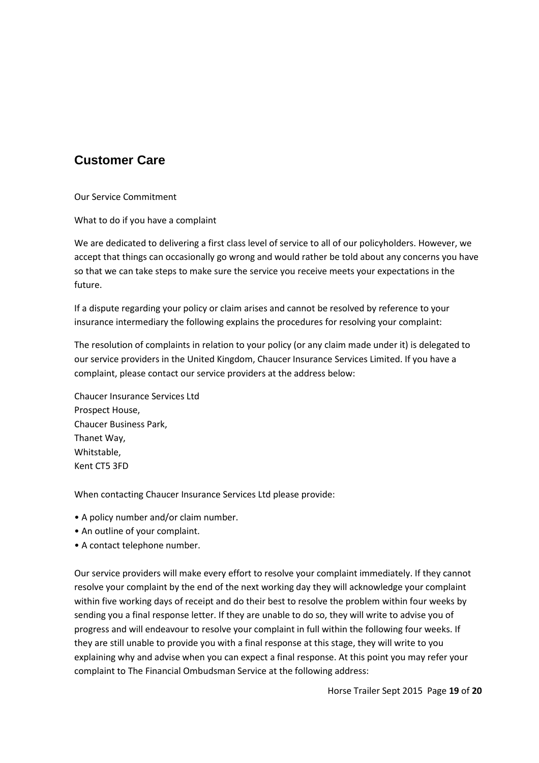## Customer Care

Our Service Commitment

What to do if you have a complaint

We are dedicated to delivering a first class level of service to all of our policyholders. However, we accept that things can occasionally go wrong and would rather be told about any concerns you have so that we can take steps to make sure the service you receive meets your expectations in the future.

If a dispute regarding your policy or claim arises and cannot be resolved by reference to your insurance intermediary the following explains the procedures for resolving your complaint:

The resolution of complaints in relation to your policy (or any claim made under it) is delegated to our service providers in the United Kingdom, Chaucer Insurance Services Limited. If you have a complaint, please contact our service providers at the address below:

Chaucer Insurance Services Ltd
Prospect House,
Chaucer Business Park,
Thanet Way,
Whitstable,
Kent CT5 3FD

When contacting Chaucer Insurance Services Ltd please provide:

- A policy number and/or claim number.
- An outline of your complaint.
- A contact telephone number.

Our service providers will make every effort to resolve your complaint immediately. If they cannot resolve your complaint by the end of the next working day they will acknowledge your complaint within five working days of receipt and do their best to resolve the problem within four weeks by sending you a final response letter. If they are unable to do so, they will write to advise you of progress and will endeavour to resolve your complaint in full within the following four weeks. If they are still unable to provide you with a final response at this stage, they will write to you explaining why and advise when you can expect a final response. At this point you may refer your complaint to The Financial Ombudsman Service at the following address: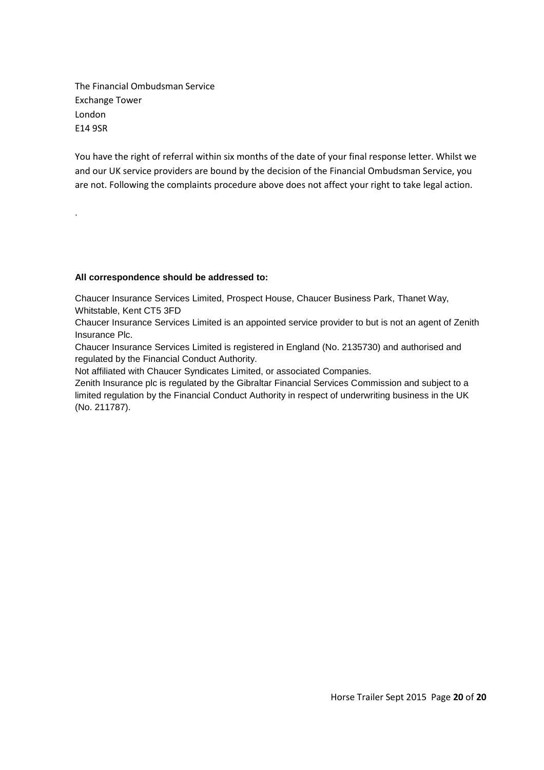The Financial Ombudsman Service
Exchange Tower
London
E14 9SR

You have the right of referral within six months of the date of your final response letter. Whilst we and our UK service providers are bound by the decision of the Financial Ombudsman Service, you are not. Following the complaints procedure above does not affect your right to take legal action.

.

**All correspondence should be addressed to:**

Chaucer Insurance Services Limited, Prospect House, Chaucer Business Park, Thanet Way, Whitstable, Kent CT5 3FD

Chaucer Insurance Services Limited is an appointed service provider to but is not an agent of Zenith Insurance Plc.

Chaucer Insurance Services Limited is registered in England (No. 2135730) and authorised and regulated by the Financial Conduct Authority.

Not affiliated with Chaucer Syndicates Limited, or associated Companies.

Zenith Insurance plc is regulated by the Gibraltar Financial Services Commission and subject to a limited regulation by the Financial Conduct Authority in respect of underwriting business in the UK (No. 211787).